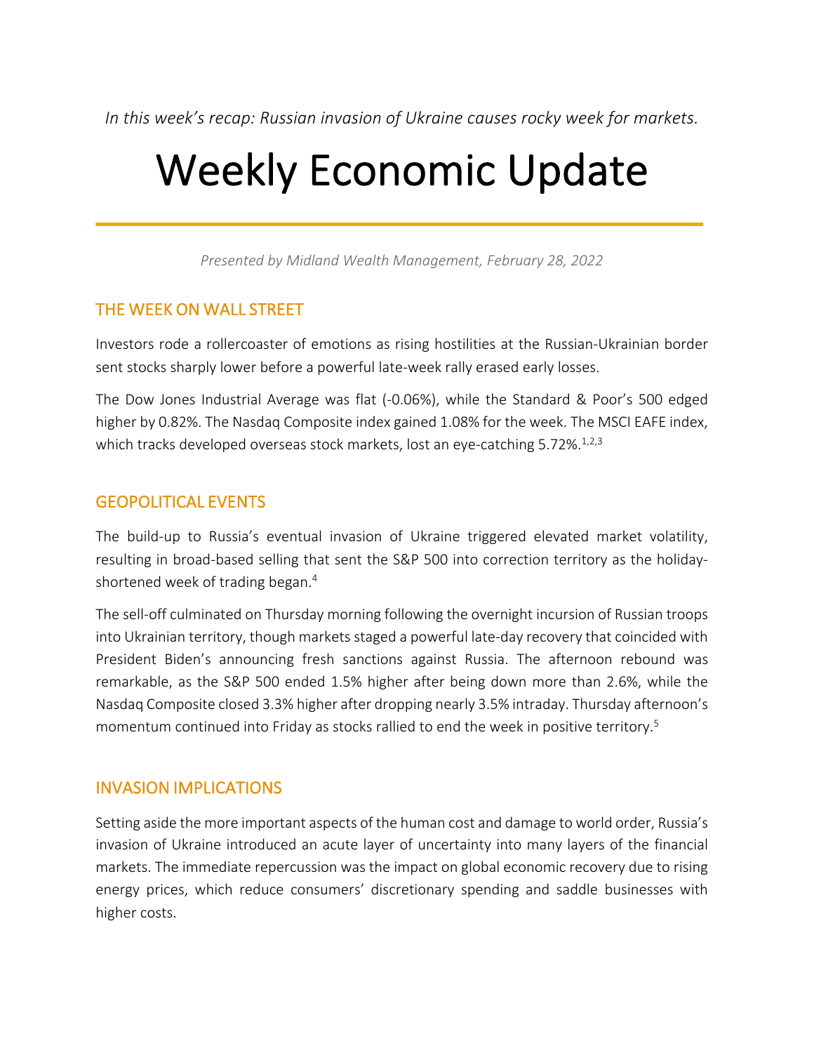*In this week's recap: Russian invasion of Ukraine causes rocky week for markets.*

# Weekly Economic Update

*Presented by Midland Wealth Management, February 28, 2022*

## THE WEEK ON WALL STREET

Investors rode a rollercoaster of emotions as rising hostilities at the Russian-Ukrainian border sent stocks sharply lower before a powerful late-week rally erased early losses.

The Dow Jones Industrial Average was flat (-0.06%), while the Standard & Poor's 500 edged higher by 0.82%. The Nasdaq Composite index gained 1.08% for the week. The MSCI EAFE index, which tracks developed overseas stock markets, lost an eye-catching 5.72%.[1,2,3]

## GEOPOLITICAL EVENTS

The build-up to Russia's eventual invasion of Ukraine triggered elevated market volatility, resulting in broad-based selling that sent the S&P 500 into correction territory as the holiday-shortened week of trading began.[4]

The sell-off culminated on Thursday morning following the overnight incursion of Russian troops into Ukrainian territory, though markets staged a powerful late-day recovery that coincided with President Biden's announcing fresh sanctions against Russia. The afternoon rebound was remarkable, as the S&P 500 ended 1.5% higher after being down more than 2.6%, while the Nasdaq Composite closed 3.3% higher after dropping nearly 3.5% intraday. Thursday afternoon's momentum continued into Friday as stocks rallied to end the week in positive territory.[5]

## INVASION IMPLICATIONS

Setting aside the more important aspects of the human cost and damage to world order, Russia's invasion of Ukraine introduced an acute layer of uncertainty into many layers of the financial markets. The immediate repercussion was the impact on global economic recovery due to rising energy prices, which reduce consumers' discretionary spending and saddle businesses with higher costs.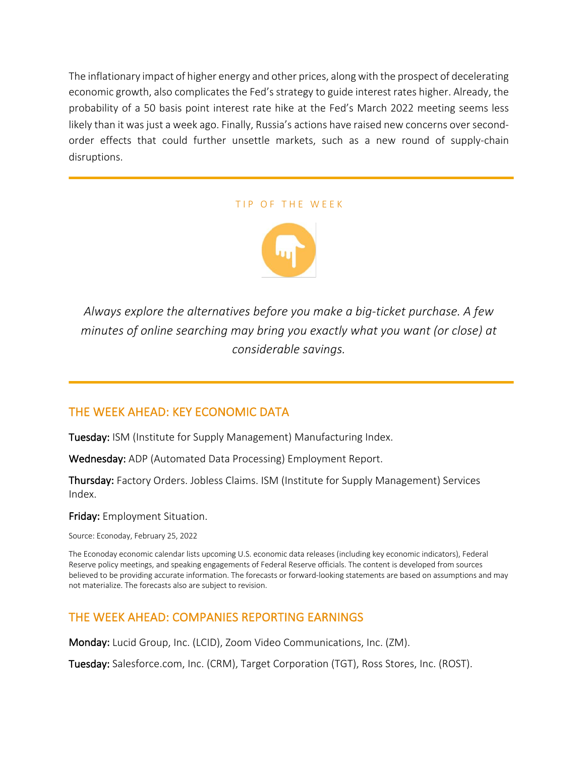The inflationary impact of higher energy and other prices, along with the prospect of decelerating economic growth, also complicates the Fed's strategy to guide interest rates higher. Already, the probability of a 50 basis point interest rate hike at the Fed's March 2022 meeting seems less likely than it was just a week ago. Finally, Russia's actions have raised new concerns over second-order effects that could further unsettle markets, such as a new round of supply-chain disruptions.

---

TIP OF THE WEEK

*Always explore the alternatives before you make a big-ticket purchase. A few minutes of online searching may bring you exactly what you want (or close) at considerable savings.*

---

## THE WEEK AHEAD: KEY ECONOMIC DATA

**Tuesday:** ISM (Institute for Supply Management) Manufacturing Index.

**Wednesday:** ADP (Automated Data Processing) Employment Report.

**Thursday:** Factory Orders. Jobless Claims. ISM (Institute for Supply Management) Services Index.

**Friday:** Employment Situation.

Source: Econoday, February 25, 2022

The Econoday economic calendar lists upcoming U.S. economic data releases (including key economic indicators), Federal Reserve policy meetings, and speaking engagements of Federal Reserve officials. The content is developed from sources believed to be providing accurate information. The forecasts or forward-looking statements are based on assumptions and may not materialize. The forecasts also are subject to revision.

## THE WEEK AHEAD: COMPANIES REPORTING EARNINGS

**Monday:** Lucid Group, Inc. (LCID), Zoom Video Communications, Inc. (ZM).

**Tuesday:** Salesforce.com, Inc. (CRM), Target Corporation (TGT), Ross Stores, Inc. (ROST).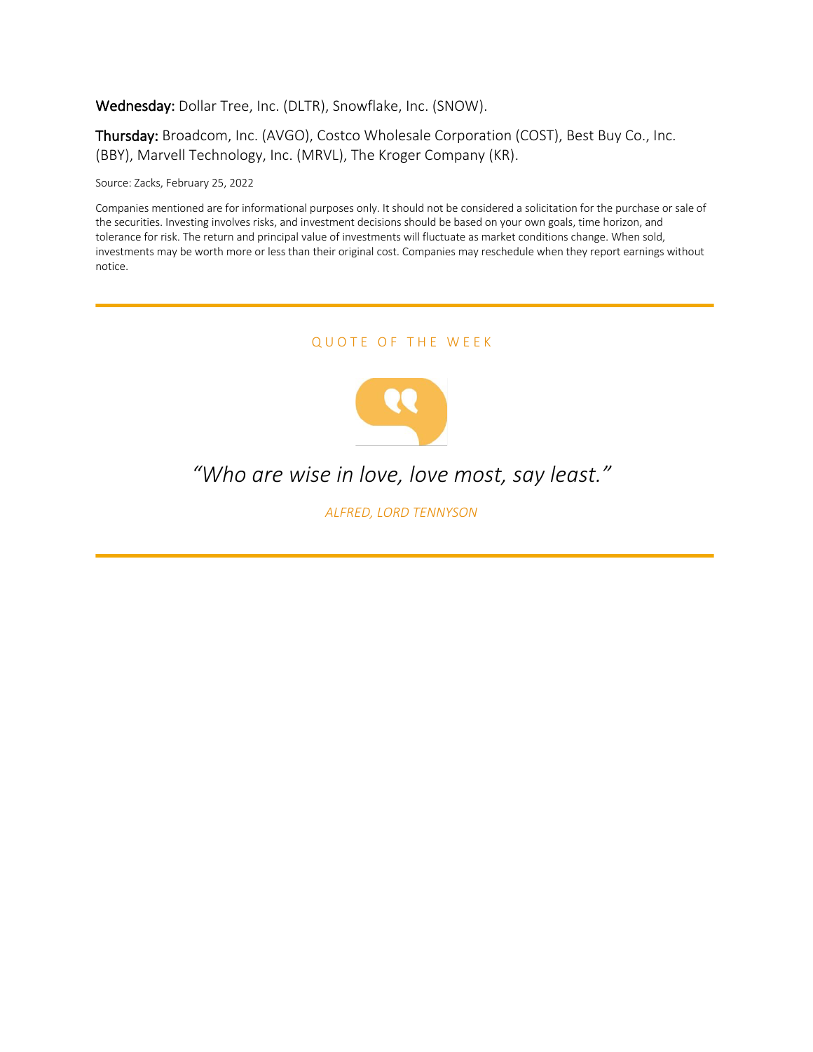**Wednesday:** Dollar Tree, Inc. (DLTR), Snowflake, Inc. (SNOW).

**Thursday:** Broadcom, Inc. (AVGO), Costco Wholesale Corporation (COST), Best Buy Co., Inc. (BBY), Marvell Technology, Inc. (MRVL), The Kroger Company (KR).

Source: Zacks, February 25, 2022

Companies mentioned are for informational purposes only. It should not be considered a solicitation for the purchase or sale of the securities. Investing involves risks, and investment decisions should be based on your own goals, time horizon, and tolerance for risk. The return and principal value of investments will fluctuate as market conditions change. When sold, investments may be worth more or less than their original cost. Companies may reschedule when they report earnings without notice.

---

## QUOTE OF THE WEEK

*"Who are wise in love, love most, say least."*

*ALFRED, LORD TENNYSON*

---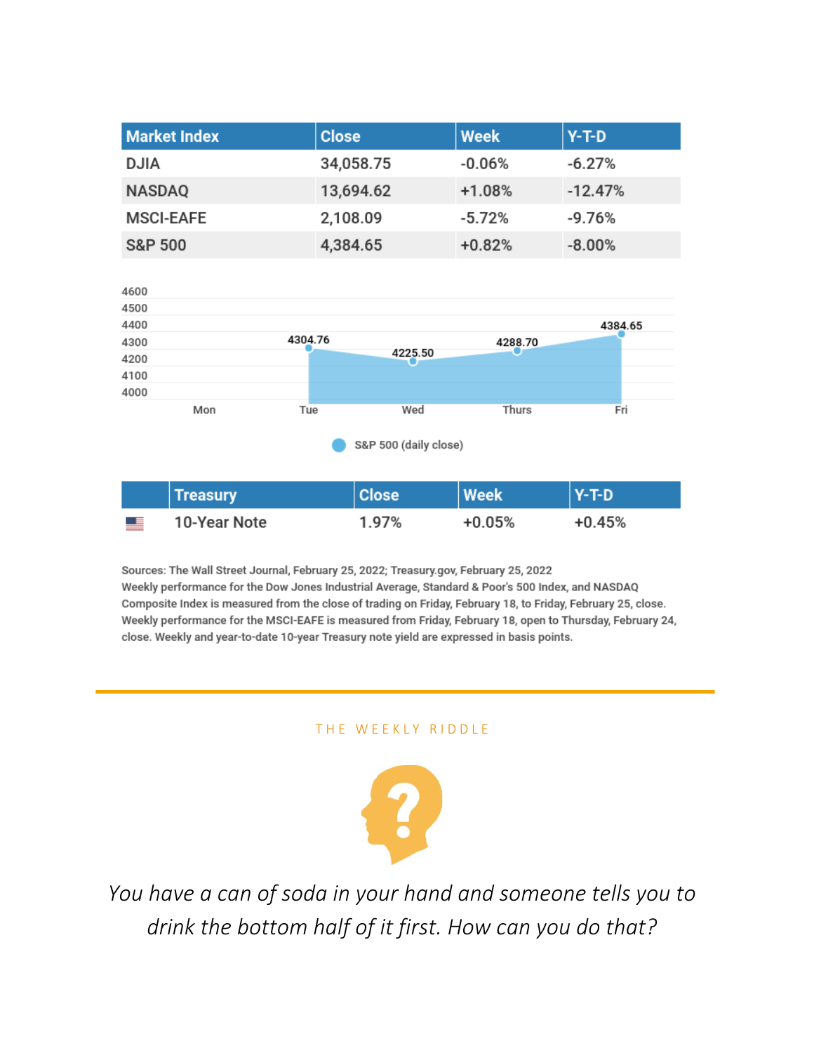| Market Index | Close | Week | Y-T-D |
| --- | --- | --- | --- |
| DJIA | 34,058.75 | -0.06% | -6.27% |
| NASDAQ | 13,694.62 | +1.08% | -12.47% |
| MSCI-EAFE | 2,108.09 | -5.72% | -9.76% |
| S&P 500 | 4,384.65 | +0.82% | -8.00% |

| | Treasury | Close | Week | Y-T-D |
| --- | --- | --- | --- | --- |
| | 10-Year Note | 1.97% | +0.05% | +0.45% |

Sources: The Wall Street Journal, February 25, 2022; Treasury.gov, February 25, 2022
Weekly performance for the Dow Jones Industrial Average, Standard & Poor's 500 Index, and NASDAQ Composite Index is measured from the close of trading on Friday, February 18, to Friday, February 25, close. Weekly performance for the MSCI-EAFE is measured from Friday, February 18, open to Thursday, February 24, close. Weekly and year-to-date 10-year Treasury note yield are expressed in basis points.

## THE WEEKLY RIDDLE

*You have a can of soda in your hand and someone tells you to drink the bottom half of it first. How can you do that?*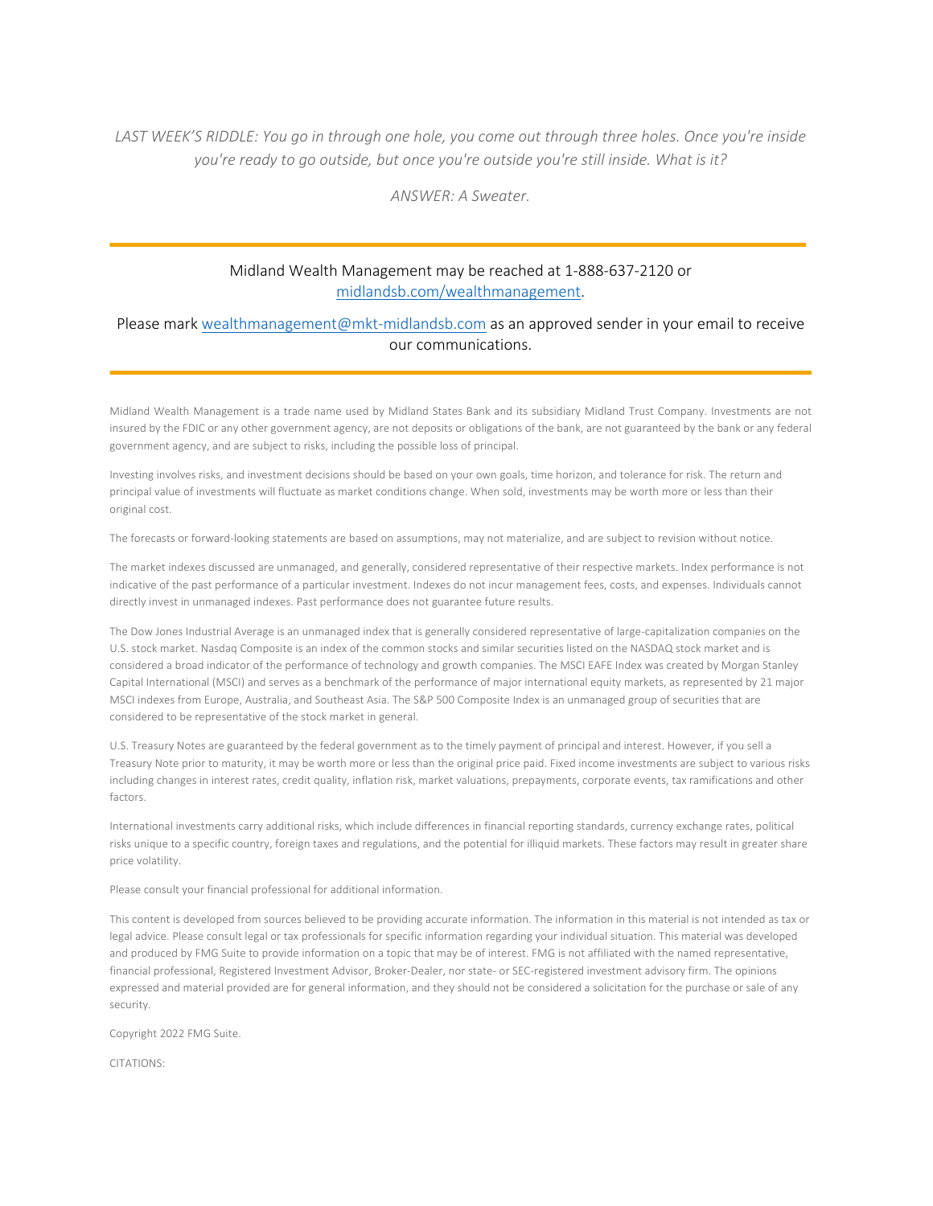*LAST WEEK'S RIDDLE: You go in through one hole, you come out through three holes. Once you're inside you're ready to go outside, but once you're outside you're still inside. What is it?*

*ANSWER: A Sweater.*

---

Midland Wealth Management may be reached at 1-888-637-2120 or [midlandsb.com/wealthmanagement](midlandsb.com/wealthmanagement).

Please mark [wealthmanagement@mkt-midlandsb.com](mailto:wealthmanagement@mkt-midlandsb.com) as an approved sender in your email to receive our communications.

---

Midland Wealth Management is a trade name used by Midland States Bank and its subsidiary Midland Trust Company. Investments are not insured by the FDIC or any other government agency, are not deposits or obligations of the bank, are not guaranteed by the bank or any federal government agency, and are subject to risks, including the possible loss of principal.

Investing involves risks, and investment decisions should be based on your own goals, time horizon, and tolerance for risk. The return and principal value of investments will fluctuate as market conditions change. When sold, investments may be worth more or less than their original cost.

The forecasts or forward-looking statements are based on assumptions, may not materialize, and are subject to revision without notice.

The market indexes discussed are unmanaged, and generally, considered representative of their respective markets. Index performance is not indicative of the past performance of a particular investment. Indexes do not incur management fees, costs, and expenses. Individuals cannot directly invest in unmanaged indexes. Past performance does not guarantee future results.

The Dow Jones Industrial Average is an unmanaged index that is generally considered representative of large-capitalization companies on the U.S. stock market. Nasdaq Composite is an index of the common stocks and similar securities listed on the NASDAQ stock market and is considered a broad indicator of the performance of technology and growth companies. The MSCI EAFE Index was created by Morgan Stanley Capital International (MSCI) and serves as a benchmark of the performance of major international equity markets, as represented by 21 major MSCI indexes from Europe, Australia, and Southeast Asia. The S&P 500 Composite Index is an unmanaged group of securities that are considered to be representative of the stock market in general.

U.S. Treasury Notes are guaranteed by the federal government as to the timely payment of principal and interest. However, if you sell a Treasury Note prior to maturity, it may be worth more or less than the original price paid. Fixed income investments are subject to various risks including changes in interest rates, credit quality, inflation risk, market valuations, prepayments, corporate events, tax ramifications and other factors.

International investments carry additional risks, which include differences in financial reporting standards, currency exchange rates, political risks unique to a specific country, foreign taxes and regulations, and the potential for illiquid markets. These factors may result in greater share price volatility.

Please consult your financial professional for additional information.

This content is developed from sources believed to be providing accurate information. The information in this material is not intended as tax or legal advice. Please consult legal or tax professionals for specific information regarding your individual situation. This material was developed and produced by FMG Suite to provide information on a topic that may be of interest. FMG is not affiliated with the named representative, financial professional, Registered Investment Advisor, Broker-Dealer, nor state- or SEC-registered investment advisory firm. The opinions expressed and material provided are for general information, and they should not be considered a solicitation for the purchase or sale of any security.

Copyright 2022 FMG Suite.

CITATIONS: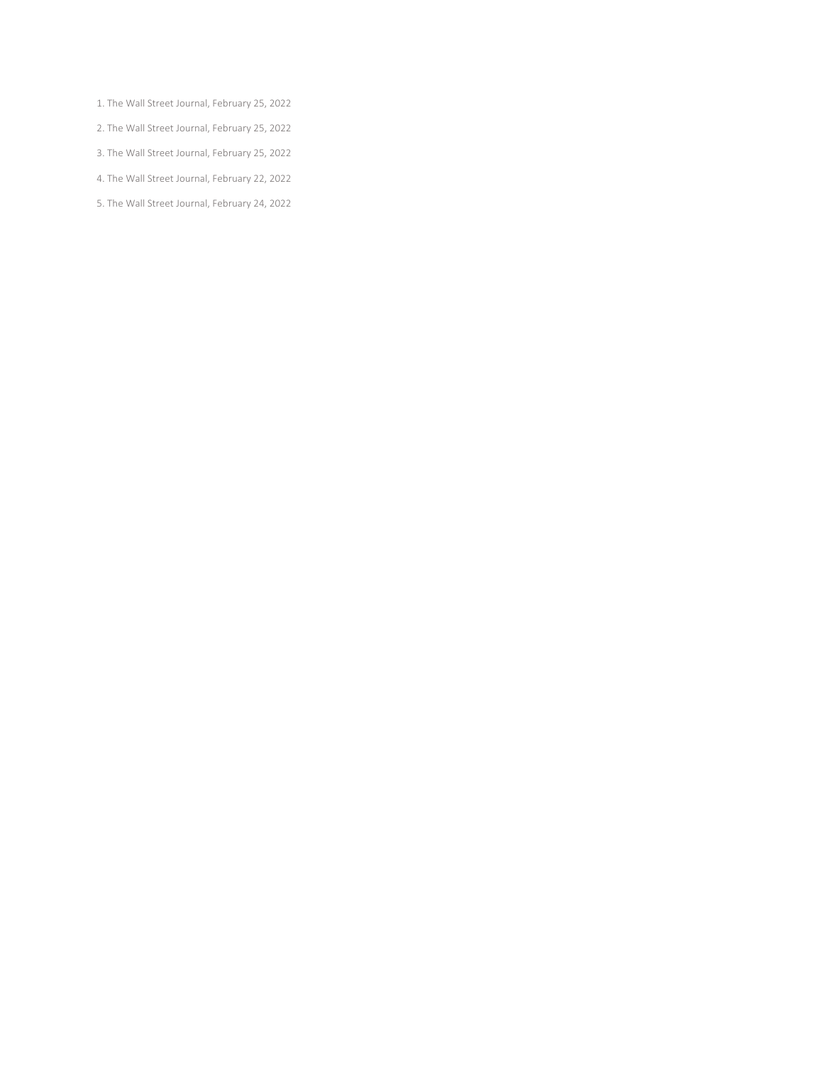1. The Wall Street Journal, February 25, 2022
2. The Wall Street Journal, February 25, 2022
3. The Wall Street Journal, February 25, 2022
4. The Wall Street Journal, February 22, 2022
5. The Wall Street Journal, February 24, 2022